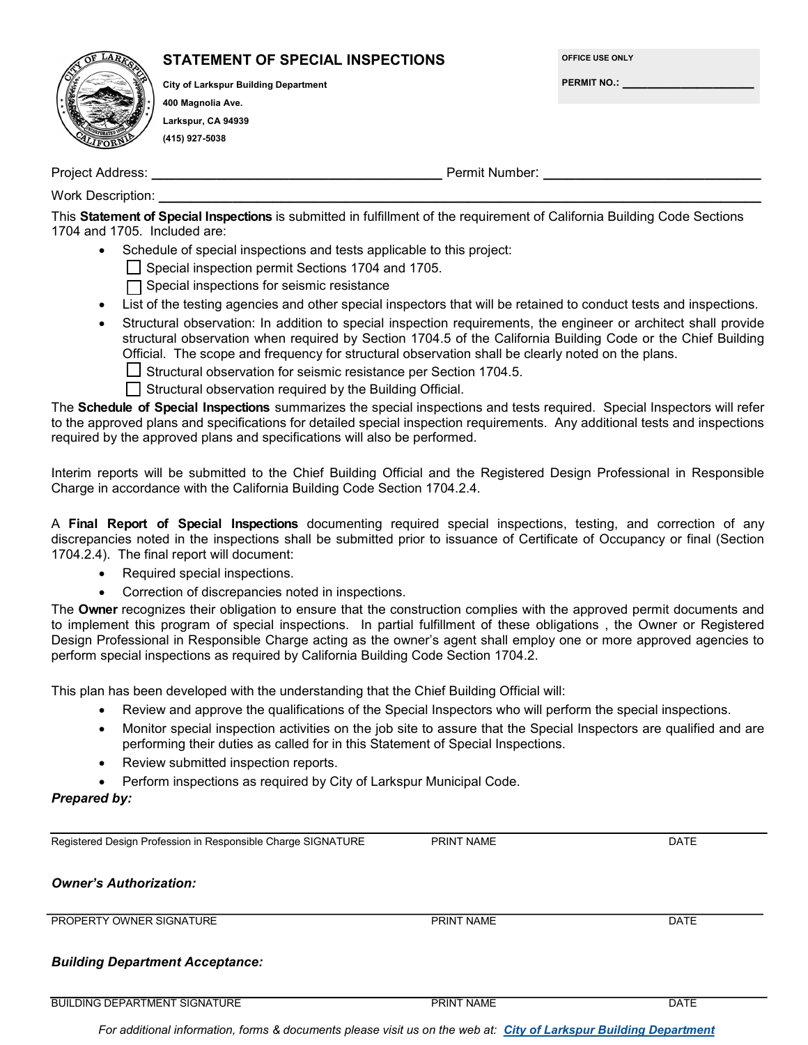# STATEMENT OF SPECIAL INSPECTIONS

**City of Larkspur Building Department**
**400 Magnolia Ave.**
**Larkspur, CA 94939**
**(415) 927-5038**

**OFFICE USE ONLY**

**PERMIT NO.:** ______________________

Project Address: ________________________________________ Permit Number: ______________________________

Work Description: ________________________________________________________________________________

This **Statement of Special Inspections** is submitted in fulfillment of the requirement of California Building Code Sections 1704 and 1705. Included are:

- Schedule of special inspections and tests applicable to this project:
  - ☐ Special inspection permit Sections 1704 and 1705.
  - ☐ Special inspections for seismic resistance
- List of the testing agencies and other special inspectors that will be retained to conduct tests and inspections.
- Structural observation: In addition to special inspection requirements, the engineer or architect shall provide structural observation when required by Section 1704.5 of the California Building Code or the Chief Building Official. The scope and frequency for structural observation shall be clearly noted on the plans.
  - ☐ Structural observation for seismic resistance per Section 1704.5.
  - ☐ Structural observation required by the Building Official.

The **Schedule of Special Inspections** summarizes the special inspections and tests required. Special Inspectors will refer to the approved plans and specifications for detailed special inspection requirements. Any additional tests and inspections required by the approved plans and specifications will also be performed.

Interim reports will be submitted to the Chief Building Official and the Registered Design Professional in Responsible Charge in accordance with the California Building Code Section 1704.2.4.

A **Final Report of Special Inspections** documenting required special inspections, testing, and correction of any discrepancies noted in the inspections shall be submitted prior to issuance of Certificate of Occupancy or final (Section 1704.2.4). The final report will document:

- Required special inspections.
- Correction of discrepancies noted in inspections.

The **Owner** recognizes their obligation to ensure that the construction complies with the approved permit documents and to implement this program of special inspections. In partial fulfillment of these obligations , the Owner or Registered Design Professional in Responsible Charge acting as the owner's agent shall employ one or more approved agencies to perform special inspections as required by California Building Code Section 1704.2.

This plan has been developed with the understanding that the Chief Building Official will:

- Review and approve the qualifications of the Special Inspectors who will perform the special inspections.
- Monitor special inspection activities on the job site to assure that the Special Inspectors are qualified and are performing their duties as called for in this Statement of Special Inspections.
- Review submitted inspection reports.
- Perform inspections as required by City of Larkspur Municipal Code.

***Prepared by:***

_______________________________________________________________________________

Registered Design Profession in Responsible Charge SIGNATURE | PRINT NAME | DATE

***Owner's Authorization:***

_______________________________________________________________________________

PROPERTY OWNER SIGNATURE | PRINT NAME | DATE

***Building Department Acceptance:***

_______________________________________________________________________________

BUILDING DEPARTMENT SIGNATURE | PRINT NAME | DATE

*For additional information, forms & documents please visit us on the web at: **City of Larkspur Building Department***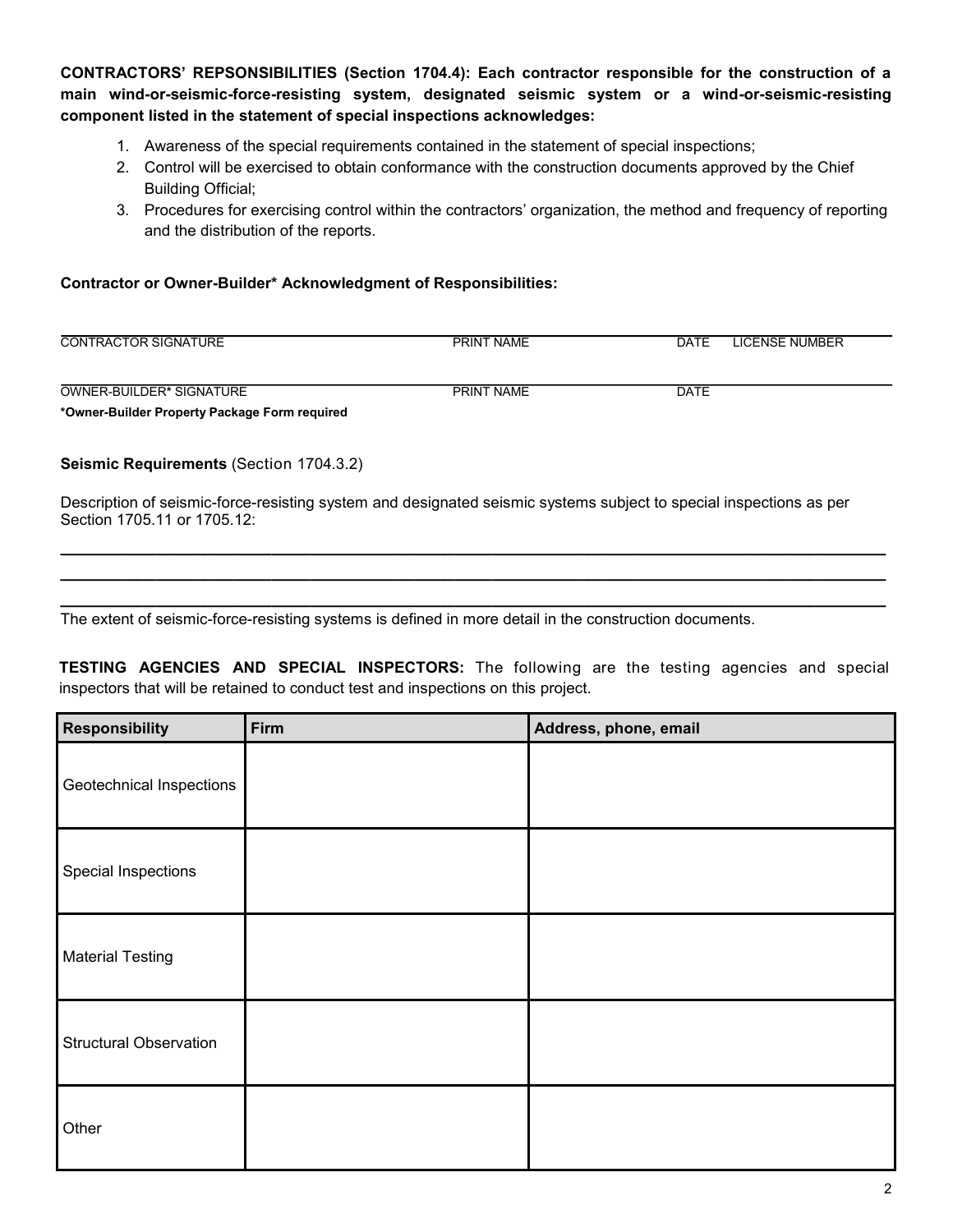**CONTRACTORS' REPSONSIBILITIES (Section 1704.4): Each contractor responsible for the construction of a main wind-or-seismic-force-resisting system, designated seismic system or a wind-or-seismic-resisting component listed in the statement of special inspections acknowledges:**

1. Awareness of the special requirements contained in the statement of special inspections;
2. Control will be exercised to obtain conformance with the construction documents approved by the Chief Building Official;
3. Procedures for exercising control within the contractors' organization, the method and frequency of reporting and the distribution of the reports.

**Contractor or Owner-Builder* Acknowledgment of Responsibilities:**

CONTRACTOR SIGNATURE ______________________ PRINT NAME ______________________ DATE ________ LICENSE NUMBER ______________________

OWNER-BUILDER* SIGNATURE ______________________ PRINT NAME ______________________ DATE ________

***Owner-Builder Property Package Form required**

**Seismic Requirements** (Section 1704.3.2)

Description of seismic-force-resisting system and designated seismic systems subject to special inspections as per Section 1705.11 or 1705.12:

______________________________________________________________________________

______________________________________________________________________________

______________________________________________________________________________

The extent of seismic-force-resisting systems is defined in more detail in the construction documents.

**TESTING AGENCIES AND SPECIAL INSPECTORS:** The following are the testing agencies and special inspectors that will be retained to conduct test and inspections on this project.

| Responsibility | Firm | Address, phone, email |
| --- | --- | --- |
| Geotechnical Inspections | | |
| Special Inspections | | |
| Material Testing | | |
| Structural Observation | | |
| Other | | |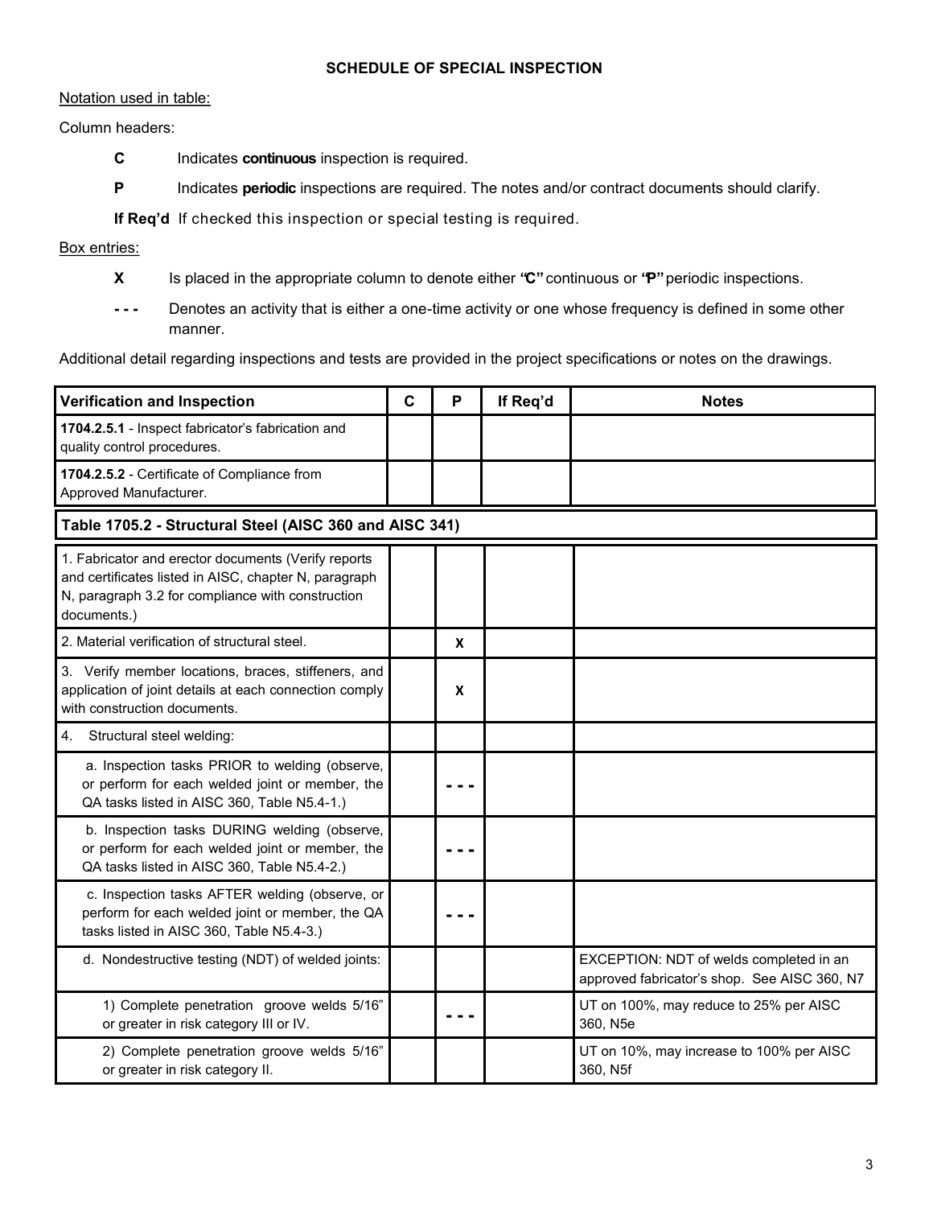## SCHEDULE OF SPECIAL INSPECTION

Notation used in table:

Column headers:

- **C** Indicates **continuous** inspection is required.
- **P** Indicates **periodic** inspections are required. The notes and/or contract documents should clarify.
- **If Req'd** If checked this inspection or special testing is required.

Box entries:

- **X** Is placed in the appropriate column to denote either **"C"** continuous or **"P"** periodic inspections.
- **- - -** Denotes an activity that is either a one-time activity or one whose frequency is defined in some other manner.

Additional detail regarding inspections and tests are provided in the project specifications or notes on the drawings.

| Verification and Inspection | C | P | If Req'd | Notes |
|---|---|---|---|---|
| **1704.2.5.1** - Inspect fabricator's fabrication and quality control procedures. | | | | |
| **1704.2.5.2** - Certificate of Compliance from Approved Manufacturer. | | | | |
| **Table 1705.2 - Structural Steel (AISC 360 and AISC 341)** | | | | |
| 1. Fabricator and erector documents (Verify reports and certificates listed in AISC, chapter N, paragraph N, paragraph 3.2 for compliance with construction documents.) | | | | |
| 2. Material verification of structural steel. | | X | | |
| 3. Verify member locations, braces, stiffeners, and application of joint details at each connection comply with construction documents. | | X | | |
| 4. Structural steel welding: | | | | |
| a. Inspection tasks PRIOR to welding (observe, or perform for each welded joint or member, the QA tasks listed in AISC 360, Table N5.4-1.) | | - - - | | |
| b. Inspection tasks DURING welding (observe, or perform for each welded joint or member, the QA tasks listed in AISC 360, Table N5.4-2.) | | - - - | | |
| c. Inspection tasks AFTER welding (observe, or perform for each welded joint or member, the QA tasks listed in AISC 360, Table N5.4-3.) | | - - - | | |
| d. Nondestructive testing (NDT) of welded joints: | | | | EXCEPTION: NDT of welds completed in an approved fabricator's shop. See AISC 360, N7 |
| 1) Complete penetration groove welds 5/16" or greater in risk category III or IV. | | - - - | | UT on 100%, may reduce to 25% per AISC 360, N5e |
| 2) Complete penetration groove welds 5/16" or greater in risk category II. | | | | UT on 10%, may increase to 100% per AISC 360, N5f |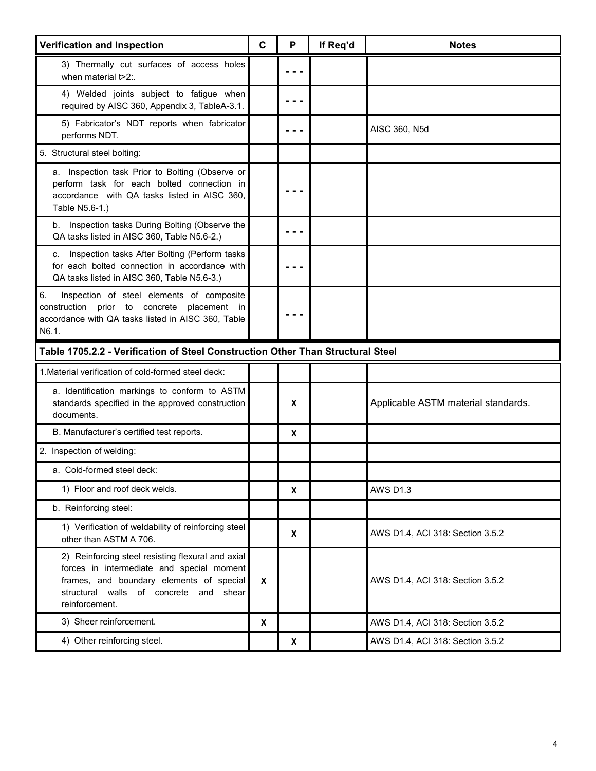| Verification and Inspection | C | P | If Req'd | Notes |
|---|---|---|---|---|
| 3) Thermally cut surfaces of access holes when material t>2:. | | - - - | | |
| 4) Welded joints subject to fatigue when required by AISC 360, Appendix 3, TableA-3.1. | | - - - | | |
| 5) Fabricator's NDT reports when fabricator performs NDT. | | - - - | | AISC 360, N5d |
| 5. Structural steel bolting: | | | | |
| a. Inspection task Prior to Bolting (Observe or perform task for each bolted connection in accordance with QA tasks listed in AISC 360, Table N5.6-1.) | | - - - | | |
| b. Inspection tasks During Bolting (Observe the QA tasks listed in AISC 360, Table N5.6-2.) | | - - - | | |
| c. Inspection tasks After Bolting (Perform tasks for each bolted connection in accordance with QA tasks listed in AISC 360, Table N5.6-3.) | | - - - | | |
| 6. Inspection of steel elements of composite construction prior to concrete placement in accordance with QA tasks listed in AISC 360, Table N6.1. | | - - - | | |
| **Table 1705.2.2 - Verification of Steel Construction Other Than Structural Steel** | | | | |
| 1.Material verification of cold-formed steel deck: | | | | |
| a. Identification markings to conform to ASTM standards specified in the approved construction documents. | | X | | Applicable ASTM material standards. |
| B. Manufacturer's certified test reports. | | X | | |
| 2. Inspection of welding: | | | | |
| a. Cold-formed steel deck: | | | | |
| 1) Floor and roof deck welds. | | X | | AWS D1.3 |
| b. Reinforcing steel: | | | | |
| 1) Verification of weldability of reinforcing steel other than ASTM A 706. | | X | | AWS D1.4, ACI 318: Section 3.5.2 |
| 2) Reinforcing steel resisting flexural and axial forces in intermediate and special moment frames, and boundary elements of special structural walls of concrete and shear reinforcement. | X | | | AWS D1.4, ACI 318: Section 3.5.2 |
| 3) Sheer reinforcement. | X | | | AWS D1.4, ACI 318: Section 3.5.2 |
| 4) Other reinforcing steel. | | X | | AWS D1.4, ACI 318: Section 3.5.2 |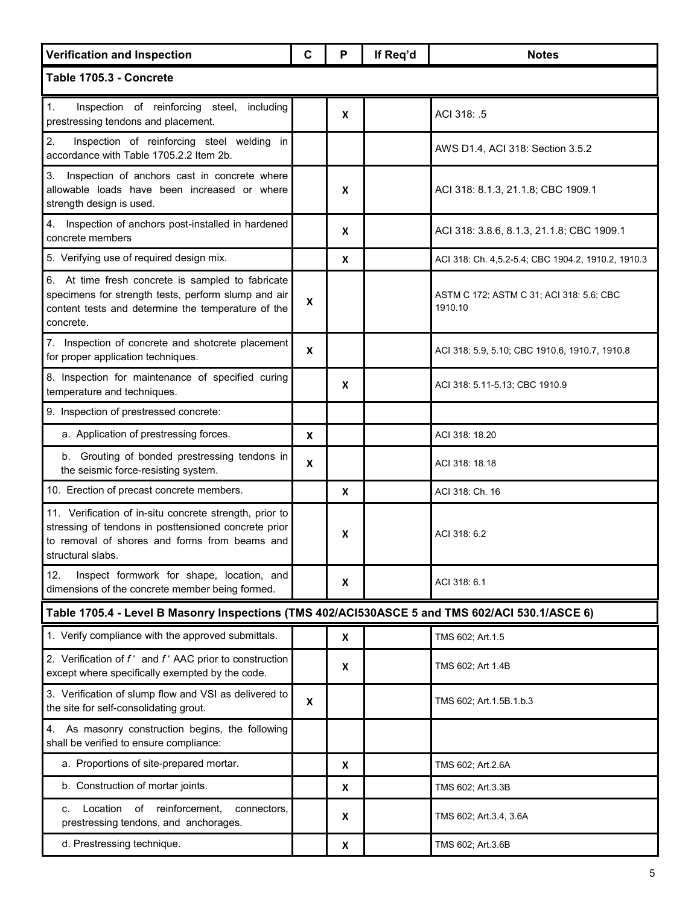| Verification and Inspection | C | P | If Req'd | Notes |
|---|---|---|---|---|
| **Table 1705.3 - Concrete** | | | | |
| 1. Inspection of reinforcing steel, including prestressing tendons and placement. | | X | | ACI 318: .5 |
| 2. Inspection of reinforcing steel welding in accordance with Table 1705.2.2 Item 2b. | | | | AWS D1.4, ACI 318: Section 3.5.2 |
| 3. Inspection of anchors cast in concrete where allowable loads have been increased or where strength design is used. | | X | | ACI 318: 8.1.3, 21.1.8; CBC 1909.1 |
| 4. Inspection of anchors post-installed in hardened concrete members | | X | | ACI 318: 3.8.6, 8.1.3, 21.1.8; CBC 1909.1 |
| 5. Verifying use of required design mix. | | X | | ACI 318: Ch. 4,5.2-5.4; CBC 1904.2, 1910.2, 1910.3 |
| 6. At time fresh concrete is sampled to fabricate specimens for strength tests, perform slump and air content tests and determine the temperature of the concrete. | X | | | ASTM C 172; ASTM C 31; ACI 318: 5.6; CBC 1910.10 |
| 7. Inspection of concrete and shotcrete placement for proper application techniques. | X | | | ACI 318: 5.9, 5.10; CBC 1910.6, 1910.7, 1910.8 |
| 8. Inspection for maintenance of specified curing temperature and techniques. | | X | | ACI 318: 5.11-5.13; CBC 1910.9 |
| 9. Inspection of prestressed concrete: | | | | |
| a. Application of prestressing forces. | X | | | ACI 318: 18.20 |
| b. Grouting of bonded prestressing tendons in the seismic force-resisting system. | X | | | ACI 318: 18.18 |
| 10. Erection of precast concrete members. | | X | | ACI 318: Ch. 16 |
| 11. Verification of in-situ concrete strength, prior to stressing of tendons in posttensioned concrete prior to removal of shores and forms from beams and structural slabs. | | X | | ACI 318: 6.2 |
| 12. Inspect formwork for shape, location, and dimensions of the concrete member being formed. | | X | | ACI 318: 6.1 |
| **Table 1705.4 - Level B Masonry Inspections (TMS 402/ACI530ASCE 5 and TMS 602/ACI 530.1/ASCE 6)** | | | | |
| 1. Verify compliance with the approved submittals. | | X | | TMS 602; Art.1.5 |
| 2. Verification of *f* ' and *f* ' AAC prior to construction except where specifically exempted by the code. | | X | | TMS 602; Art 1.4B |
| 3. Verification of slump flow and VSI as delivered to the site for self-consolidating grout. | X | | | TMS 602; Art.1.5B.1.b.3 |
| 4. As masonry construction begins, the following shall be verified to ensure compliance: | | | | |
| a. Proportions of site-prepared mortar. | | X | | TMS 602; Art.2.6A |
| b. Construction of mortar joints. | | X | | TMS 602; Art.3.3B |
| c. Location of reinforcement, connectors, prestressing tendons, and anchorages. | | X | | TMS 602; Art.3.4, 3.6A |
| d. Prestressing technique. | | X | | TMS 602; Art.3.6B |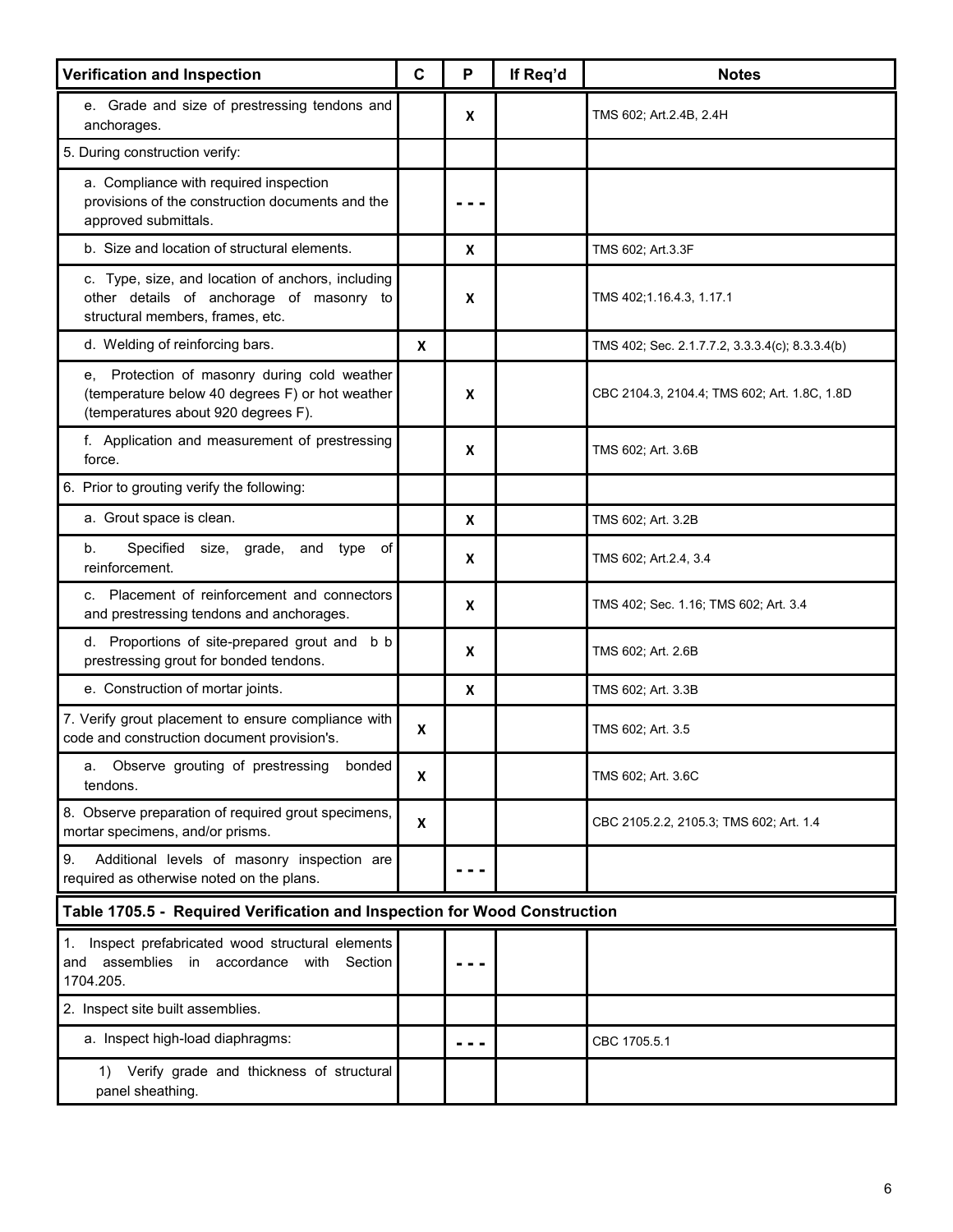| Verification and Inspection | C | P | If Req'd | Notes |
|---|---|---|---|---|
| e. Grade and size of prestressing tendons and anchorages. | | X | | TMS 602; Art.2.4B, 2.4H |
| 5. During construction verify: | | | | |
| a. Compliance with required inspection provisions of the construction documents and the approved submittals. | | - - - | | |
| b. Size and location of structural elements. | | X | | TMS 602; Art.3.3F |
| c. Type, size, and location of anchors, including other details of anchorage of masonry to structural members, frames, etc. | | X | | TMS 402;1.16.4.3, 1.17.1 |
| d. Welding of reinforcing bars. | X | | | TMS 402; Sec. 2.1.7.7.2, 3.3.3.4(c); 8.3.3.4(b) |
| e, Protection of masonry during cold weather (temperature below 40 degrees F) or hot weather (temperatures about 920 degrees F). | | X | | CBC 2104.3, 2104.4; TMS 602; Art. 1.8C, 1.8D |
| f. Application and measurement of prestressing force. | | X | | TMS 602; Art. 3.6B |
| 6. Prior to grouting verify the following: | | | | |
| a. Grout space is clean. | | X | | TMS 602; Art. 3.2B |
| b. Specified size, grade, and type of reinforcement. | | X | | TMS 602; Art.2.4, 3.4 |
| c. Placement of reinforcement and connectors and prestressing tendons and anchorages. | | X | | TMS 402; Sec. 1.16; TMS 602; Art. 3.4 |
| d. Proportions of site-prepared grout and b b prestressing grout for bonded tendons. | | X | | TMS 602; Art. 2.6B |
| e. Construction of mortar joints. | | X | | TMS 602; Art. 3.3B |
| 7. Verify grout placement to ensure compliance with code and construction document provision's. | X | | | TMS 602; Art. 3.5 |
| a. Observe grouting of prestressing bonded tendons. | X | | | TMS 602; Art. 3.6C |
| 8. Observe preparation of required grout specimens, mortar specimens, and/or prisms. | X | | | CBC 2105.2.2, 2105.3; TMS 602; Art. 1.4 |
| 9. Additional levels of masonry inspection are required as otherwise noted on the plans. | | - - - | | |

**Table 1705.5 - Required Verification and Inspection for Wood Construction**

| Verification and Inspection | C | P | If Req'd | Notes |
|---|---|---|---|---|
| 1. Inspect prefabricated wood structural elements and assemblies in accordance with Section 1704.205. | | - - - | | |
| 2. Inspect site built assemblies. | | | | |
| a. Inspect high-load diaphragms: | | - - - | | CBC 1705.5.1 |
| 1) Verify grade and thickness of structural panel sheathing. | | | | |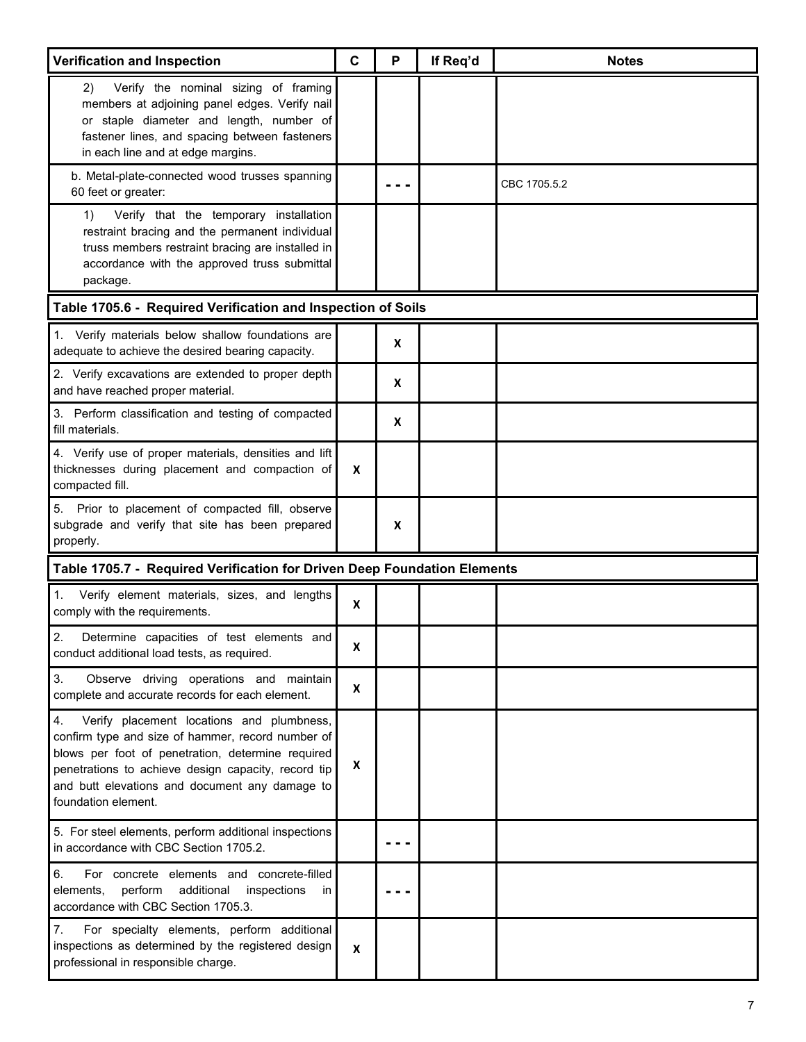| Verification and Inspection | C | P | If Req'd | Notes |
|---|---|---|---|---|
| 2) Verify the nominal sizing of framing members at adjoining panel edges. Verify nail or staple diameter and length, number of fastener lines, and spacing between fasteners in each line and at edge margins. | | | | |
| b. Metal-plate-connected wood trusses spanning 60 feet or greater: | | - - - | | CBC 1705.5.2 |
| 1) Verify that the temporary installation restraint bracing and the permanent individual truss members restraint bracing are installed in accordance with the approved truss submittal package. | | | | |
| **Table 1705.6 - Required Verification and Inspection of Soils** | | | | |
| 1. Verify materials below shallow foundations are adequate to achieve the desired bearing capacity. | | X | | |
| 2. Verify excavations are extended to proper depth and have reached proper material. | | X | | |
| 3. Perform classification and testing of compacted fill materials. | | X | | |
| 4. Verify use of proper materials, densities and lift thicknesses during placement and compaction of compacted fill. | X | | | |
| 5. Prior to placement of compacted fill, observe subgrade and verify that site has been prepared properly. | | X | | |
| **Table 1705.7 - Required Verification for Driven Deep Foundation Elements** | | | | |
| 1. Verify element materials, sizes, and lengths comply with the requirements. | X | | | |
| 2. Determine capacities of test elements and conduct additional load tests, as required. | X | | | |
| 3. Observe driving operations and maintain complete and accurate records for each element. | X | | | |
| 4. Verify placement locations and plumbness, confirm type and size of hammer, record number of blows per foot of penetration, determine required penetrations to achieve design capacity, record tip and butt elevations and document any damage to foundation element. | X | | | |
| 5. For steel elements, perform additional inspections in accordance with CBC Section 1705.2. | | - - - | | |
| 6. For concrete elements and concrete-filled elements, perform additional inspections in accordance with CBC Section 1705.3. | | - - - | | |
| 7. For specialty elements, perform additional inspections as determined by the registered design professional in responsible charge. | X | | | |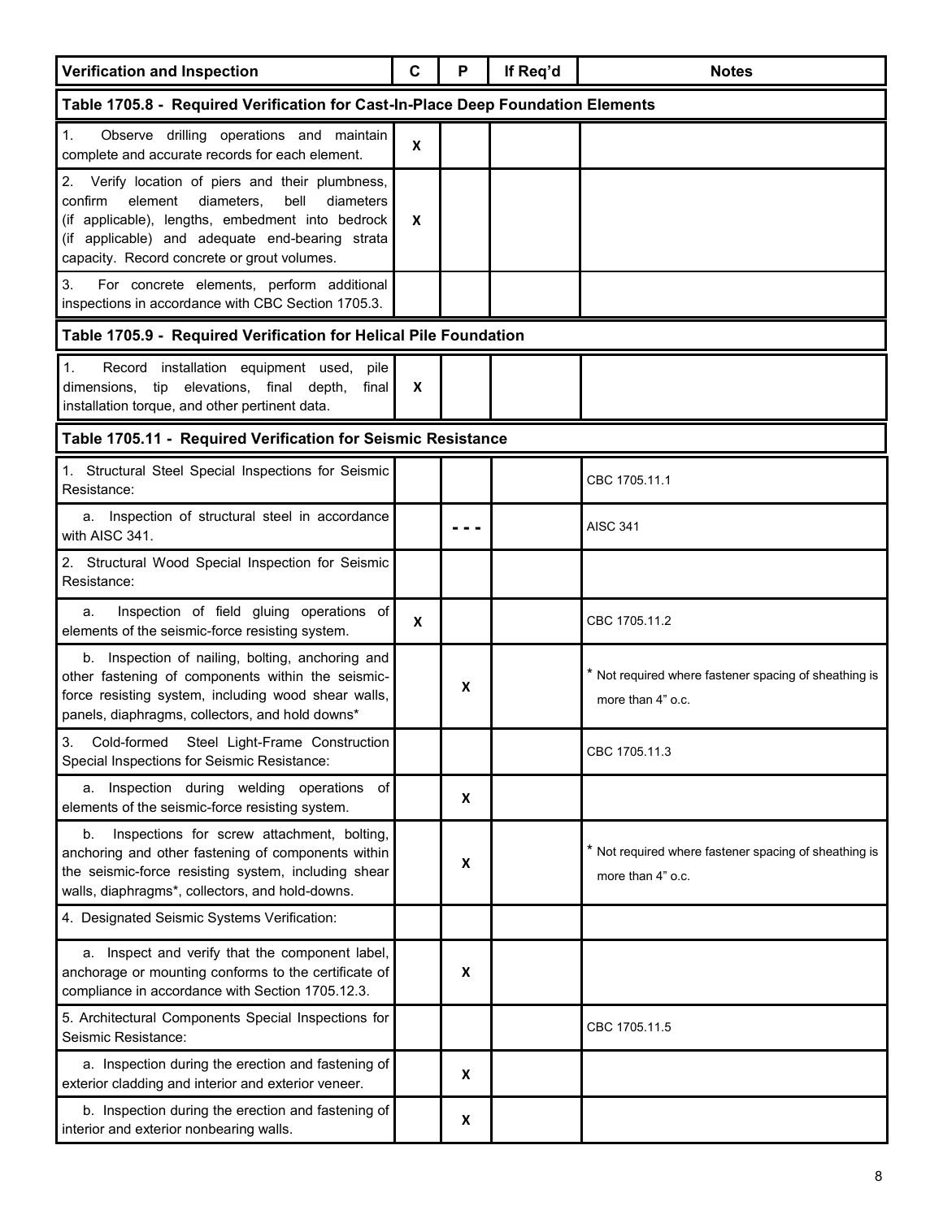| Verification and Inspection | C | P | If Req'd | Notes |
|---|---|---|---|---|
| **Table 1705.8 - Required Verification for Cast-In-Place Deep Foundation Elements** | | | | |
| 1. Observe drilling operations and maintain complete and accurate records for each element. | X | | | |
| 2. Verify location of piers and their plumbness, confirm element diameters, bell diameters (if applicable), lengths, embedment into bedrock (if applicable) and adequate end-bearing strata capacity. Record concrete or grout volumes. | X | | | |
| 3. For concrete elements, perform additional inspections in accordance with CBC Section 1705.3. | | | | |
| **Table 1705.9 - Required Verification for Helical Pile Foundation** | | | | |
| 1. Record installation equipment used, pile dimensions, tip elevations, final depth, final installation torque, and other pertinent data. | X | | | |
| **Table 1705.11 - Required Verification for Seismic Resistance** | | | | |
| 1. Structural Steel Special Inspections for Seismic Resistance: | | | | CBC 1705.11.1 |
| a. Inspection of structural steel in accordance with AISC 341. | | - - - | | AISC 341 |
| 2. Structural Wood Special Inspection for Seismic Resistance: | | | | |
| a. Inspection of field gluing operations of elements of the seismic-force resisting system. | X | | | CBC 1705.11.2 |
| b. Inspection of nailing, bolting, anchoring and other fastening of components within the seismic-force resisting system, including wood shear walls, panels, diaphragms, collectors, and hold downs* | | X | | * Not required where fastener spacing of sheathing is more than 4" o.c. |
| 3. Cold-formed Steel Light-Frame Construction Special Inspections for Seismic Resistance: | | | | CBC 1705.11.3 |
| a. Inspection during welding operations of elements of the seismic-force resisting system. | | X | | |
| b. Inspections for screw attachment, bolting, anchoring and other fastening of components within the seismic-force resisting system, including shear walls, diaphragms*, collectors, and hold-downs. | | X | | * Not required where fastener spacing of sheathing is more than 4" o.c. |
| 4. Designated Seismic Systems Verification: | | | | |
| a. Inspect and verify that the component label, anchorage or mounting conforms to the certificate of compliance in accordance with Section 1705.12.3. | | X | | |
| 5. Architectural Components Special Inspections for Seismic Resistance: | | | | CBC 1705.11.5 |
| a. Inspection during the erection and fastening of exterior cladding and interior and exterior veneer. | | X | | |
| b. Inspection during the erection and fastening of interior and exterior nonbearing walls. | | X | | |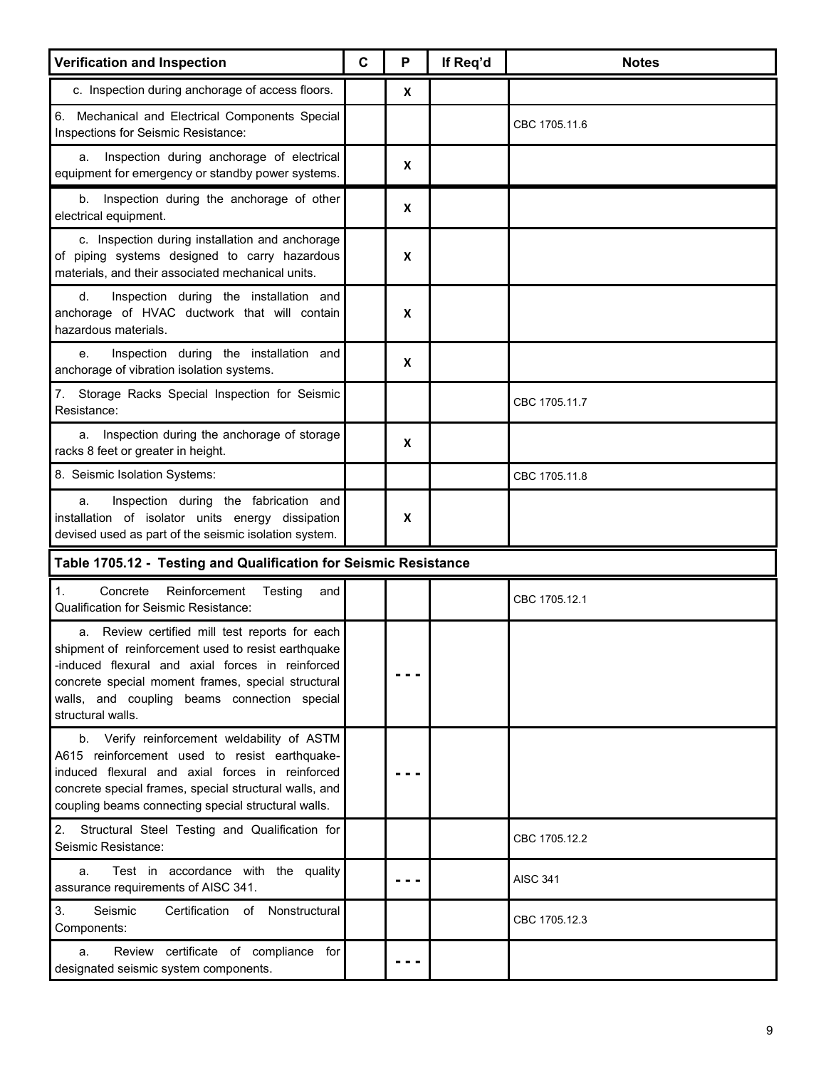| Verification and Inspection | C | P | If Req'd | Notes |
|---|---|---|---|---|
| c. Inspection during anchorage of access floors. | | X | | |
| 6. Mechanical and Electrical Components Special Inspections for Seismic Resistance: | | | | CBC 1705.11.6 |
| a. Inspection during anchorage of electrical equipment for emergency or standby power systems. | | X | | |
| b. Inspection during the anchorage of other electrical equipment. | | X | | |
| c. Inspection during installation and anchorage of piping systems designed to carry hazardous materials, and their associated mechanical units. | | X | | |
| d. Inspection during the installation and anchorage of HVAC ductwork that will contain hazardous materials. | | X | | |
| e. Inspection during the installation and anchorage of vibration isolation systems. | | X | | |
| 7. Storage Racks Special Inspection for Seismic Resistance: | | | | CBC 1705.11.7 |
| a. Inspection during the anchorage of storage racks 8 feet or greater in height. | | X | | |
| 8. Seismic Isolation Systems: | | | | CBC 1705.11.8 |
| a. Inspection during the fabrication and installation of isolator units energy dissipation devised used as part of the seismic isolation system. | | X | | |
| **Table 1705.12 - Testing and Qualification for Seismic Resistance** | | | | |
| 1. Concrete Reinforcement Testing and Qualification for Seismic Resistance: | | | | CBC 1705.12.1 |
| a. Review certified mill test reports for each shipment of reinforcement used to resist earthquake -induced flexural and axial forces in reinforced concrete special moment frames, special structural walls, and coupling beams connection special structural walls. | | - - - | | |
| b. Verify reinforcement weldability of ASTM A615 reinforcement used to resist earthquake-induced flexural and axial forces in reinforced concrete special frames, special structural walls, and coupling beams connecting special structural walls. | | - - - | | |
| 2. Structural Steel Testing and Qualification for Seismic Resistance: | | | | CBC 1705.12.2 |
| a. Test in accordance with the quality assurance requirements of AISC 341. | | - - - | | AISC 341 |
| 3. Seismic Certification of Nonstructural Components: | | | | CBC 1705.12.3 |
| a. Review certificate of compliance for designated seismic system components. | | - - - | | |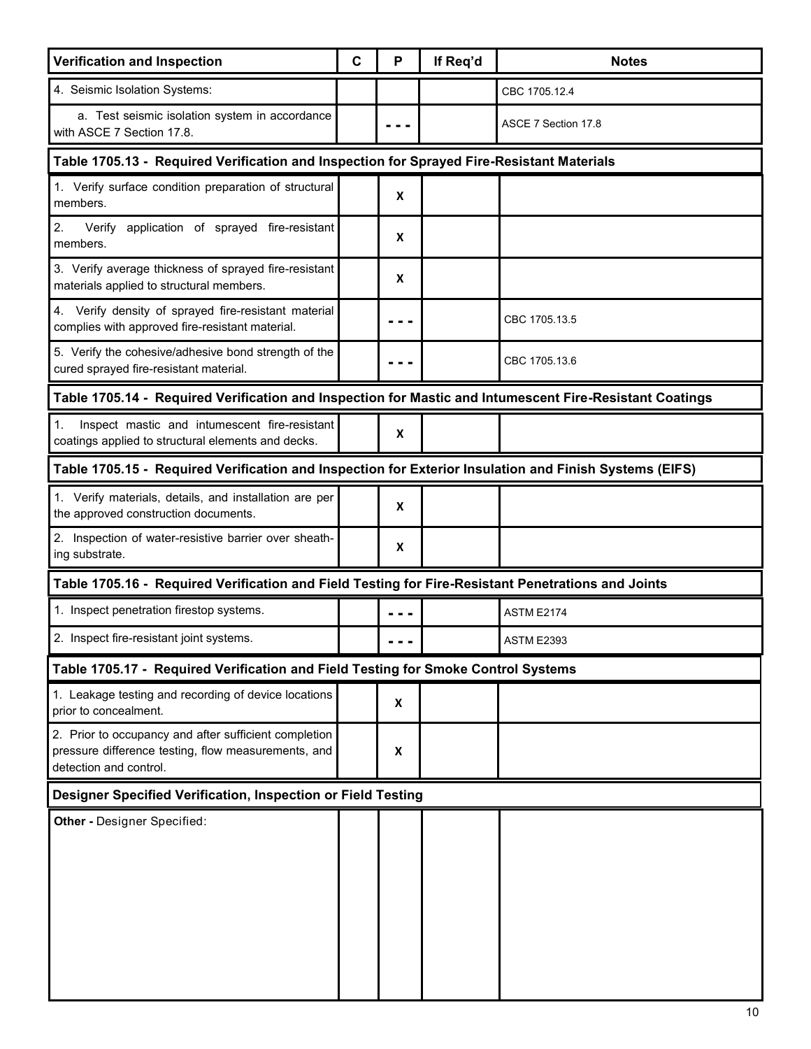| Verification and Inspection | C | P | If Req'd | Notes |
|---|---|---|---|---|
| 4. Seismic Isolation Systems: | | | | CBC 1705.12.4 |
| a. Test seismic isolation system in accordance with ASCE 7 Section 17.8. | | - - - | | ASCE 7 Section 17.8 |
| **Table 1705.13 - Required Verification and Inspection for Sprayed Fire-Resistant Materials** | | | | |
| 1. Verify surface condition preparation of structural members. | | X | | |
| 2. Verify application of sprayed fire-resistant members. | | X | | |
| 3. Verify average thickness of sprayed fire-resistant materials applied to structural members. | | X | | |
| 4. Verify density of sprayed fire-resistant material complies with approved fire-resistant material. | | - - - | | CBC 1705.13.5 |
| 5. Verify the cohesive/adhesive bond strength of the cured sprayed fire-resistant material. | | - - - | | CBC 1705.13.6 |
| **Table 1705.14 - Required Verification and Inspection for Mastic and Intumescent Fire-Resistant Coatings** | | | | |
| 1. Inspect mastic and intumescent fire-resistant coatings applied to structural elements and decks. | | X | | |
| **Table 1705.15 - Required Verification and Inspection for Exterior Insulation and Finish Systems (EIFS)** | | | | |
| 1. Verify materials, details, and installation are per the approved construction documents. | | X | | |
| 2. Inspection of water-resistive barrier over sheathing substrate. | | X | | |
| **Table 1705.16 - Required Verification and Field Testing for Fire-Resistant Penetrations and Joints** | | | | |
| 1. Inspect penetration firestop systems. | | - - - | | ASTM E2174 |
| 2. Inspect fire-resistant joint systems. | | - - - | | ASTM E2393 |
| **Table 1705.17 - Required Verification and Field Testing for Smoke Control Systems** | | | | |
| 1. Leakage testing and recording of device locations prior to concealment. | | X | | |
| 2. Prior to occupancy and after sufficient completion pressure difference testing, flow measurements, and detection and control. | | X | | |
| **Designer Specified Verification, Inspection or Field Testing** | | | | |
| **Other -** Designer Specified: | | | | |